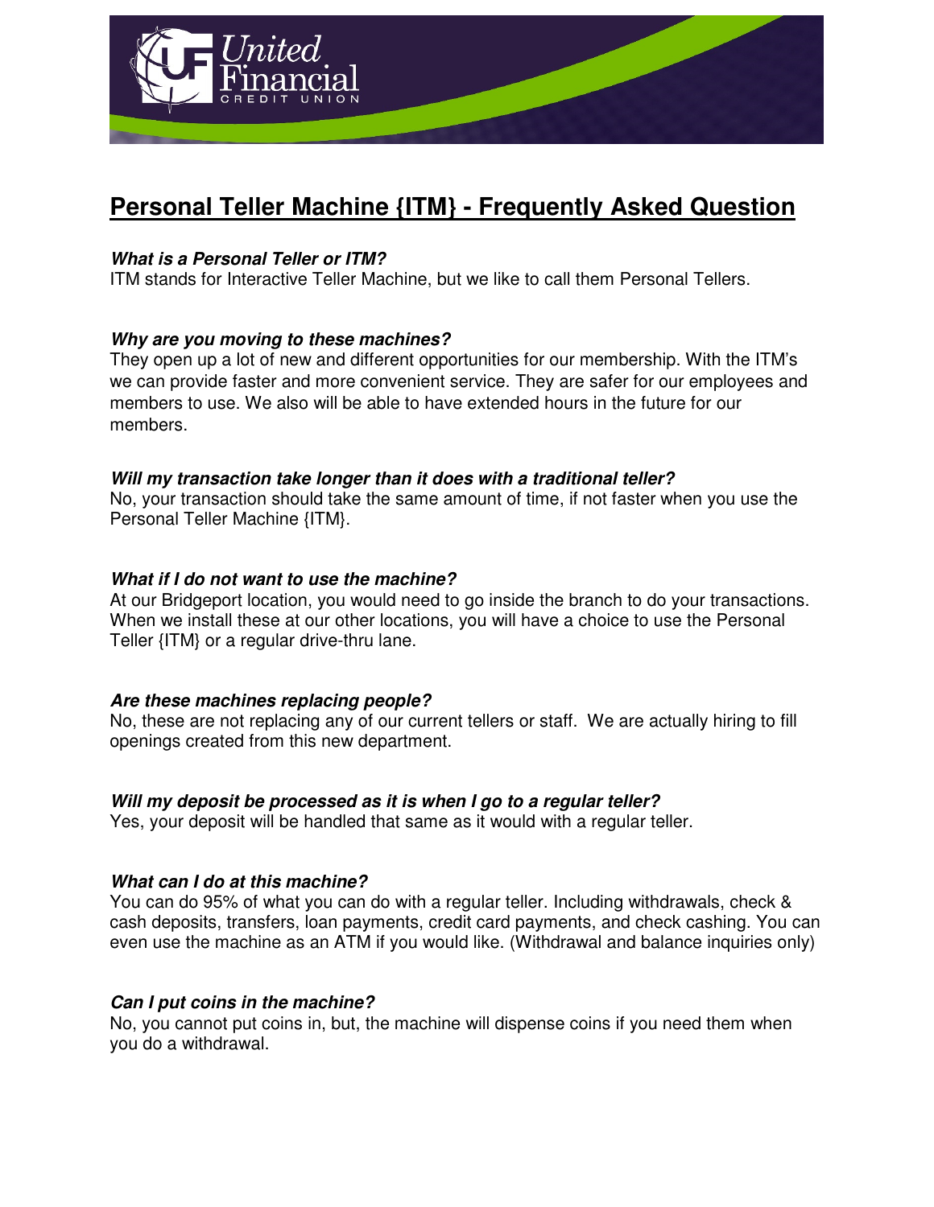# Personal Teller Machine {ITM} - Frequently Asked Question

***What is a Personal Teller or ITM?***
ITM stands for Interactive Teller Machine, but we like to call them Personal Tellers.

***Why are you moving to these machines?***
They open up a lot of new and different opportunities for our membership. With the ITM's we can provide faster and more convenient service. They are safer for our employees and members to use. We also will be able to have extended hours in the future for our members.

***Will my transaction take longer than it does with a traditional teller?***
No, your transaction should take the same amount of time, if not faster when you use the Personal Teller Machine {ITM}.

***What if I do not want to use the machine?***
At our Bridgeport location, you would need to go inside the branch to do your transactions. When we install these at our other locations, you will have a choice to use the Personal Teller {ITM} or a regular drive-thru lane.

***Are these machines replacing people?***
No, these are not replacing any of our current tellers or staff. We are actually hiring to fill openings created from this new department.

***Will my deposit be processed as it is when I go to a regular teller?***
Yes, your deposit will be handled that same as it would with a regular teller.

***What can I do at this machine?***
You can do 95% of what you can do with a regular teller. Including withdrawals, check & cash deposits, transfers, loan payments, credit card payments, and check cashing. You can even use the machine as an ATM if you would like. (Withdrawal and balance inquiries only)

***Can I put coins in the machine?***
No, you cannot put coins in, but, the machine will dispense coins if you need them when you do a withdrawal.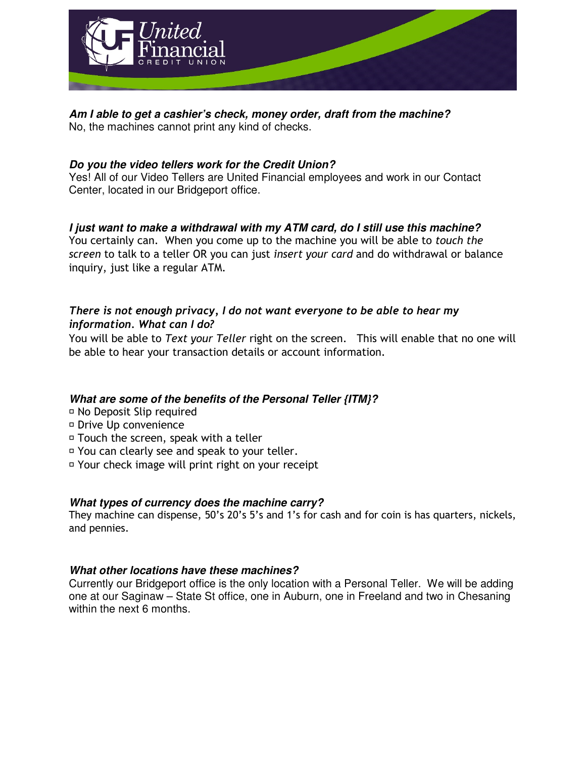***Am I able to get a cashier's check, money order, draft from the machine?***
No, the machines cannot print any kind of checks.

***Do you the video tellers work for the Credit Union?***
Yes! All of our Video Tellers are United Financial employees and work in our Contact Center, located in our Bridgeport office.

***I just want to make a withdrawal with my ATM card, do I still use this machine?***
You certainly can. When you come up to the machine you will be able to *touch the screen* to talk to a teller OR you can just *insert your card* and do withdrawal or balance inquiry, just like a regular ATM.

***There is not enough privacy, I do not want everyone to be able to hear my information. What can I do?***
You will be able to *Text your Teller* right on the screen. This will enable that no one will be able to hear your transaction details or account information.

***What are some of the benefits of the Personal Teller {ITM}?***

- No Deposit Slip required
- Drive Up convenience
- Touch the screen, speak with a teller
- You can clearly see and speak to your teller.
- Your check image will print right on your receipt

***What types of currency does the machine carry?***
They machine can dispense, 50's 20's 5's and 1's for cash and for coin is has quarters, nickels, and pennies.

***What other locations have these machines?***
Currently our Bridgeport office is the only location with a Personal Teller. We will be adding one at our Saginaw – State St office, one in Auburn, one in Freeland and two in Chesaning within the next 6 months.